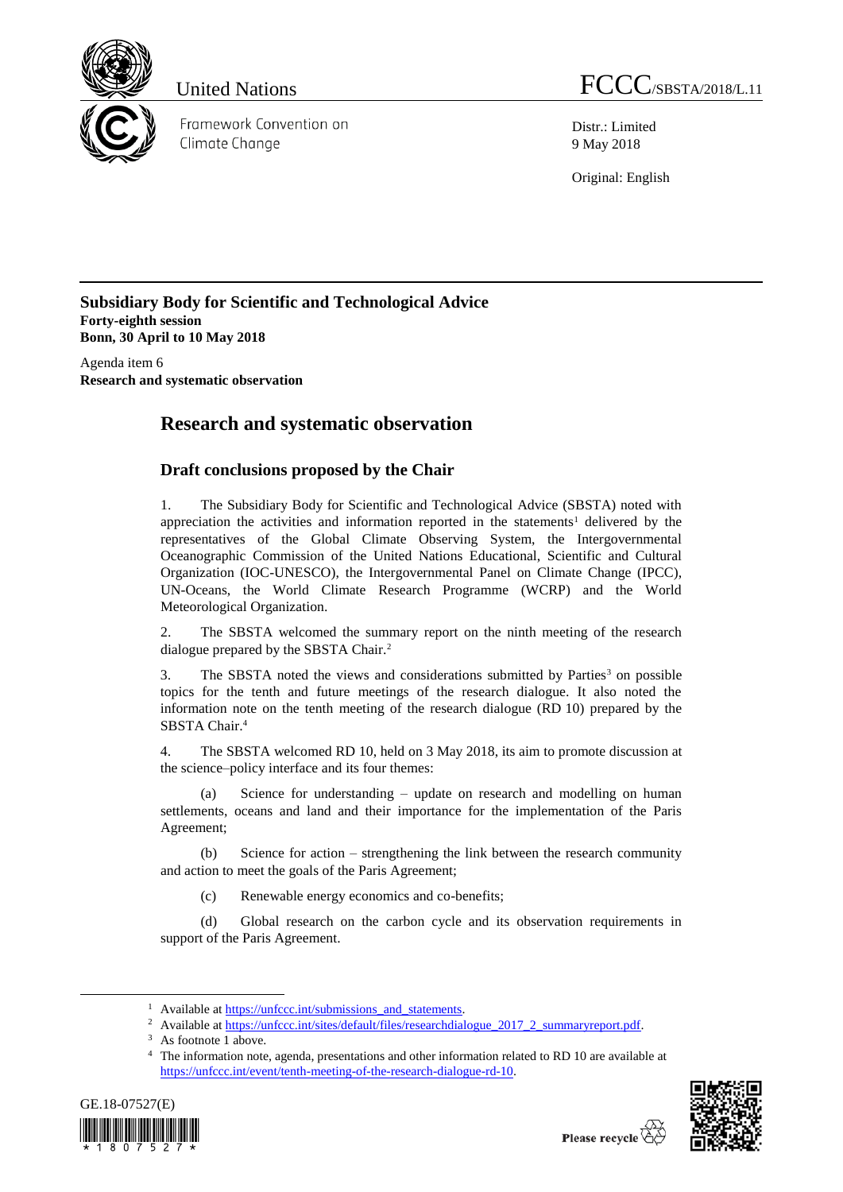United Nations

Framework Convention on Climate Change

FCCC/SBSTA/2018/L.11

Distr.: Limited
9 May 2018

Original: English

**Subsidiary Body for Scientific and Technological Advice**
**Forty-eighth session**
**Bonn, 30 April to 10 May 2018**

Agenda item 6
**Research and systematic observation**

# Research and systematic observation

## Draft conclusions proposed by the Chair

1. The Subsidiary Body for Scientific and Technological Advice (SBSTA) noted with appreciation the activities and information reported in the statements[1] delivered by the representatives of the Global Climate Observing System, the Intergovernmental Oceanographic Commission of the United Nations Educational, Scientific and Cultural Organization (IOC-UNESCO), the Intergovernmental Panel on Climate Change (IPCC), UN-Oceans, the World Climate Research Programme (WCRP) and the World Meteorological Organization.

2. The SBSTA welcomed the summary report on the ninth meeting of the research dialogue prepared by the SBSTA Chair.[2]

3. The SBSTA noted the views and considerations submitted by Parties[3] on possible topics for the tenth and future meetings of the research dialogue. It also noted the information note on the tenth meeting of the research dialogue (RD 10) prepared by the SBSTA Chair.[4]

4. The SBSTA welcomed RD 10, held on 3 May 2018, its aim to promote discussion at the science–policy interface and its four themes:

(a) Science for understanding – update on research and modelling on human settlements, oceans and land and their importance for the implementation of the Paris Agreement;

(b) Science for action – strengthening the link between the research community and action to meet the goals of the Paris Agreement;

(c) Renewable energy economics and co-benefits;

(d) Global research on the carbon cycle and its observation requirements in support of the Paris Agreement.

---

[1] Available at https://unfccc.int/submissions_and_statements.

[2] Available at https://unfccc.int/sites/default/files/researchdialogue_2017_2_summaryreport.pdf.

[3] As footnote 1 above.

[4] The information note, agenda, presentations and other information related to RD 10 are available at https://unfccc.int/event/tenth-meeting-of-the-research-dialogue-rd-10.

GE.18-07527(E)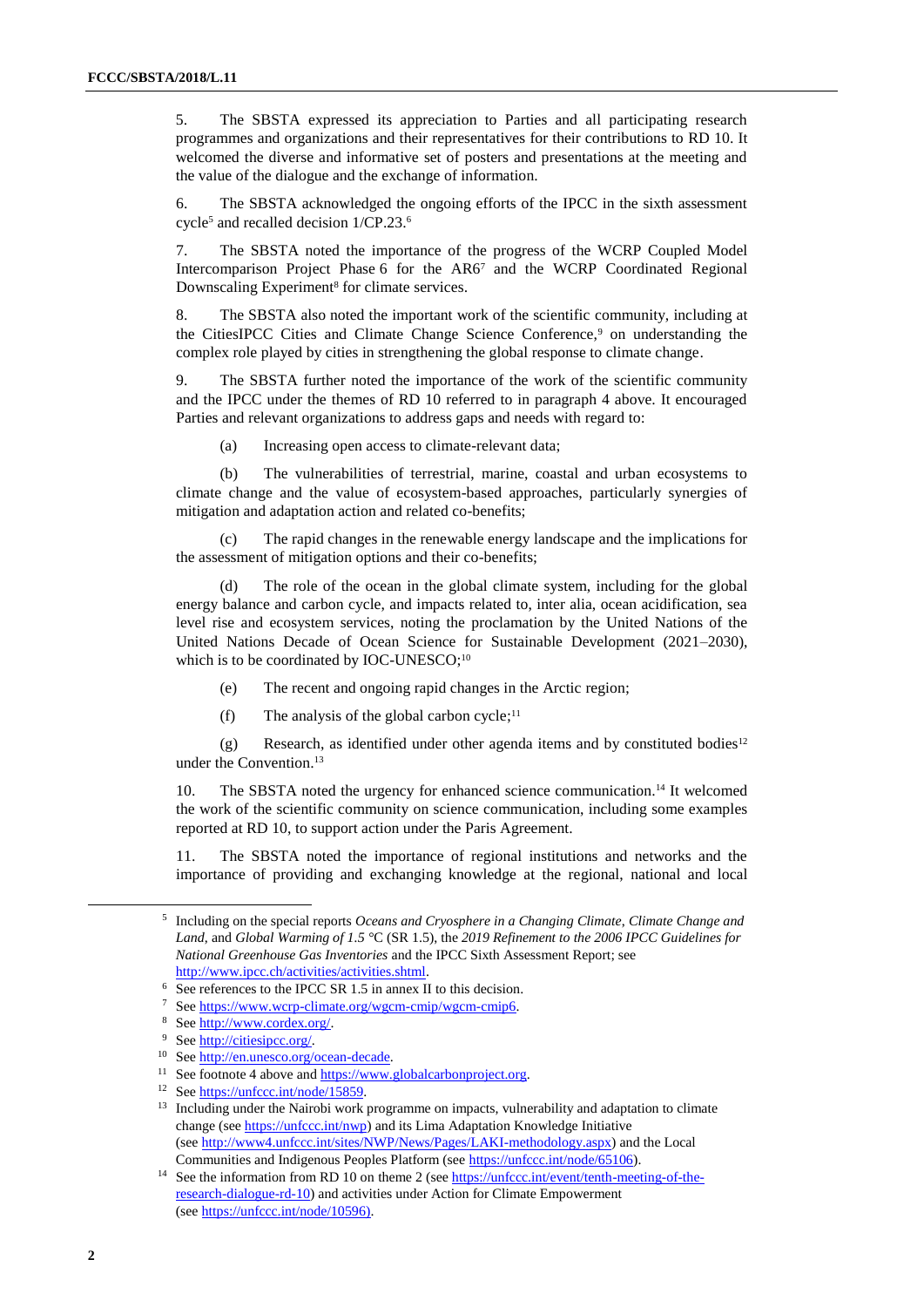5. The SBSTA expressed its appreciation to Parties and all participating research programmes and organizations and their representatives for their contributions to RD 10. It welcomed the diverse and informative set of posters and presentations at the meeting and the value of the dialogue and the exchange of information.

6. The SBSTA acknowledged the ongoing efforts of the IPCC in the sixth assessment cycle[5] and recalled decision 1/CP.23.[6]

7. The SBSTA noted the importance of the progress of the WCRP Coupled Model Intercomparison Project Phase 6 for the AR6[7] and the WCRP Coordinated Regional Downscaling Experiment[8] for climate services.

8. The SBSTA also noted the important work of the scientific community, including at the CitiesIPCC Cities and Climate Change Science Conference,[9] on understanding the complex role played by cities in strengthening the global response to climate change.

9. The SBSTA further noted the importance of the work of the scientific community and the IPCC under the themes of RD 10 referred to in paragraph 4 above. It encouraged Parties and relevant organizations to address gaps and needs with regard to:

(a) Increasing open access to climate-relevant data;

(b) The vulnerabilities of terrestrial, marine, coastal and urban ecosystems to climate change and the value of ecosystem-based approaches, particularly synergies of mitigation and adaptation action and related co-benefits;

(c) The rapid changes in the renewable energy landscape and the implications for the assessment of mitigation options and their co-benefits;

(d) The role of the ocean in the global climate system, including for the global energy balance and carbon cycle, and impacts related to, inter alia, ocean acidification, sea level rise and ecosystem services, noting the proclamation by the United Nations of the United Nations Decade of Ocean Science for Sustainable Development (2021–2030), which is to be coordinated by IOC-UNESCO;[10]

(e) The recent and ongoing rapid changes in the Arctic region;

(f) The analysis of the global carbon cycle;[11]

(g) Research, as identified under other agenda items and by constituted bodies[12] under the Convention.[13]

10. The SBSTA noted the urgency for enhanced science communication.[14] It welcomed the work of the scientific community on science communication, including some examples reported at RD 10, to support action under the Paris Agreement.

11. The SBSTA noted the importance of regional institutions and networks and the importance of providing and exchanging knowledge at the regional, national and local

---

[5] Including on the special reports *Oceans and Cryosphere in a Changing Climate*, *Climate Change and Land*, and *Global Warming of 1.5 °C* (SR 1.5), the *2019 Refinement to the 2006 IPCC Guidelines for National Greenhouse Gas Inventories* and the IPCC Sixth Assessment Report; see http://www.ipcc.ch/activities/activities.shtml.

[6] See references to the IPCC SR 1.5 in annex II to this decision.

[7] See https://www.wcrp-climate.org/wgcm-cmip/wgcm-cmip6.

[8] See http://www.cordex.org/.

[9] See http://citiesipcc.org/.

[10] See http://en.unesco.org/ocean-decade.

[11] See footnote 4 above and https://www.globalcarbonproject.org.

[12] See https://unfccc.int/node/15859.

[13] Including under the Nairobi work programme on impacts, vulnerability and adaptation to climate change (see https://unfccc.int/nwp) and its Lima Adaptation Knowledge Initiative (see http://www4.unfccc.int/sites/NWP/News/Pages/LAKI-methodology.aspx) and the Local Communities and Indigenous Peoples Platform (see https://unfccc.int/node/65106).

[14] See the information from RD 10 on theme 2 (see https://unfccc.int/event/tenth-meeting-of-the-research-dialogue-rd-10) and activities under Action for Climate Empowerment (see https://unfccc.int/node/10596).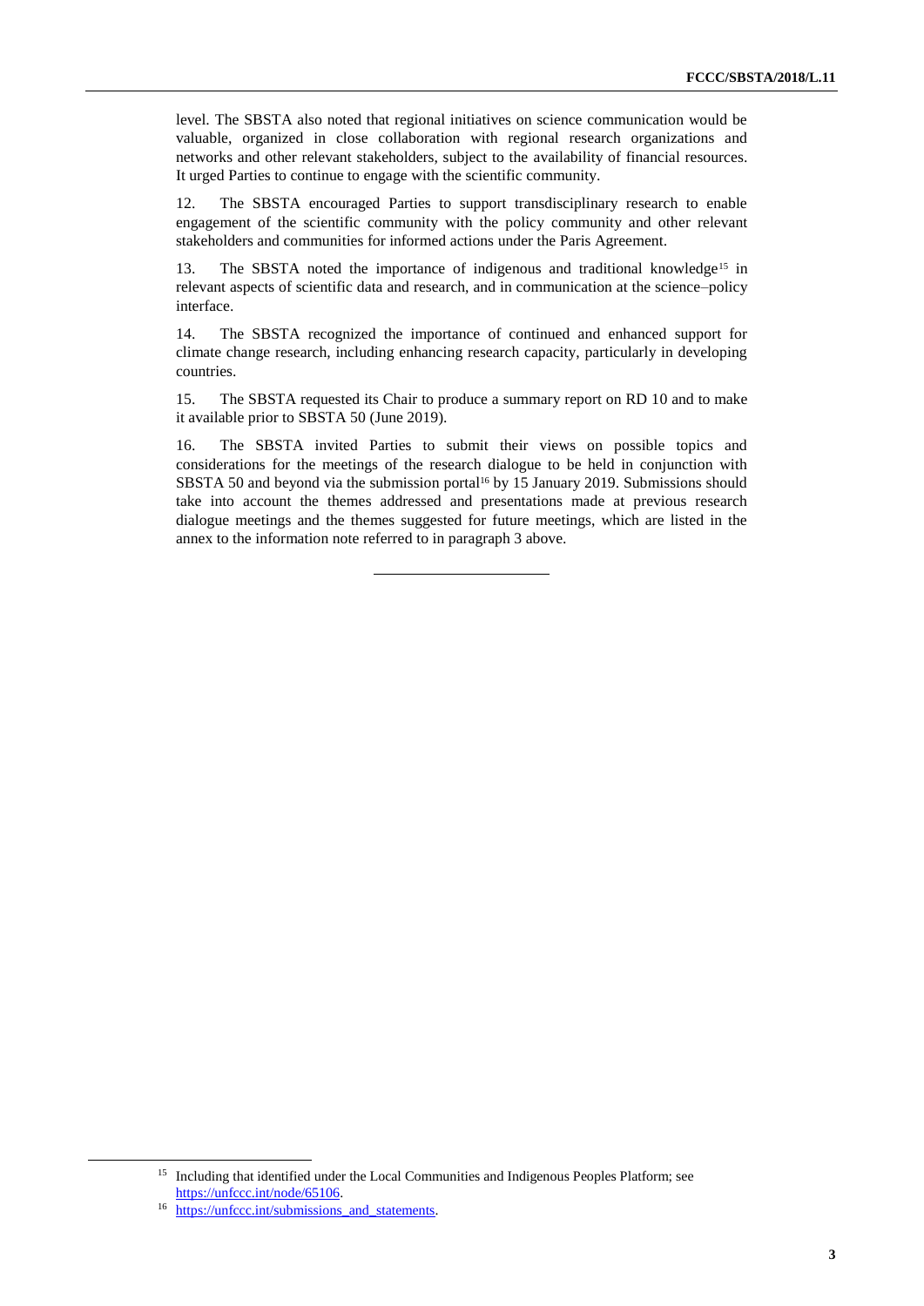level. The SBSTA also noted that regional initiatives on science communication would be valuable, organized in close collaboration with regional research organizations and networks and other relevant stakeholders, subject to the availability of financial resources. It urged Parties to continue to engage with the scientific community.

12. The SBSTA encouraged Parties to support transdisciplinary research to enable engagement of the scientific community with the policy community and other relevant stakeholders and communities for informed actions under the Paris Agreement.

13. The SBSTA noted the importance of indigenous and traditional knowledge[15] in relevant aspects of scientific data and research, and in communication at the science–policy interface.

14. The SBSTA recognized the importance of continued and enhanced support for climate change research, including enhancing research capacity, particularly in developing countries.

15. The SBSTA requested its Chair to produce a summary report on RD 10 and to make it available prior to SBSTA 50 (June 2019).

16. The SBSTA invited Parties to submit their views on possible topics and considerations for the meetings of the research dialogue to be held in conjunction with SBSTA 50 and beyond via the submission portal[16] by 15 January 2019. Submissions should take into account the themes addressed and presentations made at previous research dialogue meetings and the themes suggested for future meetings, which are listed in the annex to the information note referred to in paragraph 3 above.

---

[15] Including that identified under the Local Communities and Indigenous Peoples Platform; see https://unfccc.int/node/65106.

[16] https://unfccc.int/submissions_and_statements.